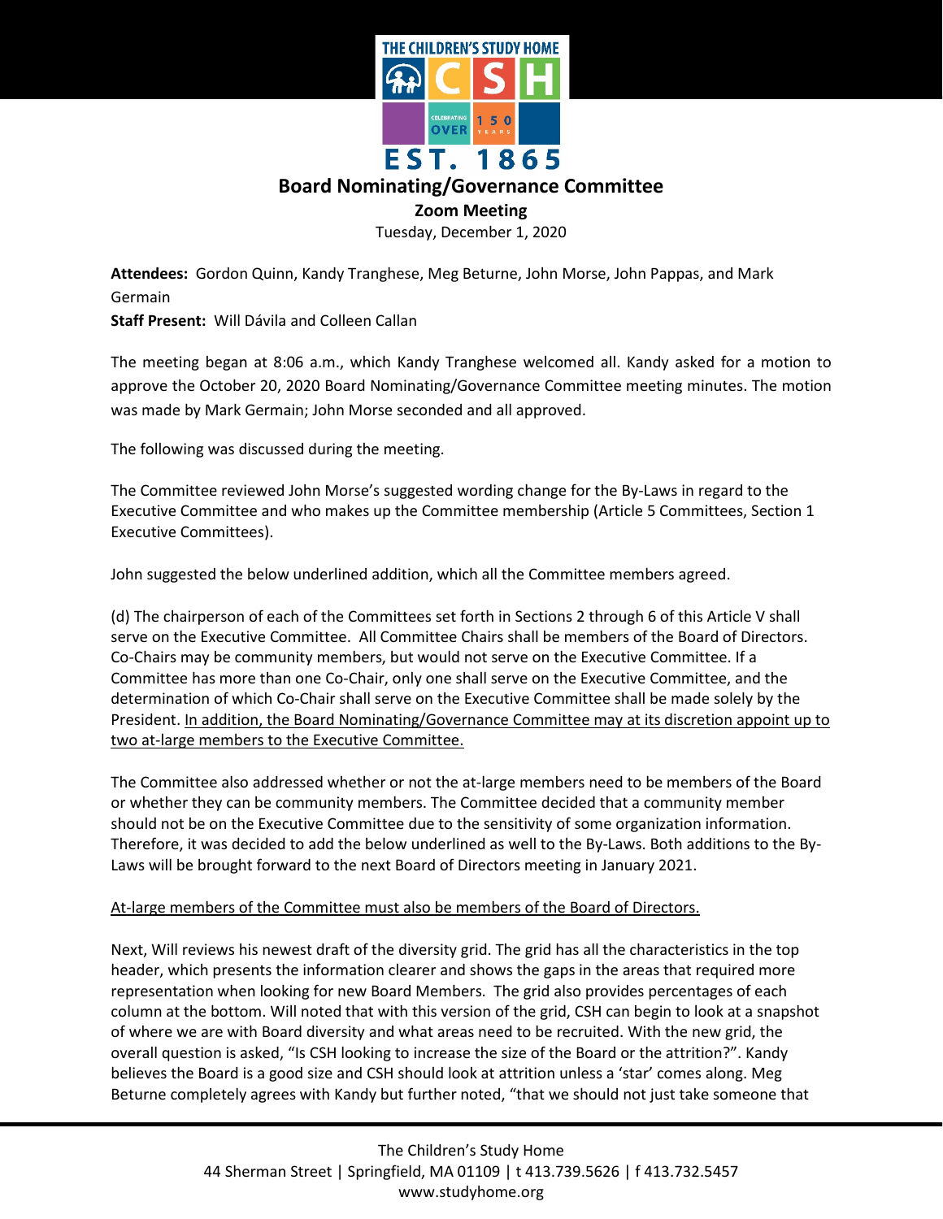# Board Nominating/Governance Committee

**Zoom Meeting**

Tuesday, December 1, 2020

**Attendees:** Gordon Quinn, Kandy Tranghese, Meg Beturne, John Morse, John Pappas, and Mark Germain

**Staff Present:** Will Dávila and Colleen Callan

The meeting began at 8:06 a.m., which Kandy Tranghese welcomed all. Kandy asked for a motion to approve the October 20, 2020 Board Nominating/Governance Committee meeting minutes. The motion was made by Mark Germain; John Morse seconded and all approved.

The following was discussed during the meeting.

The Committee reviewed John Morse's suggested wording change for the By-Laws in regard to the Executive Committee and who makes up the Committee membership (Article 5 Committees, Section 1 Executive Committees).

John suggested the below underlined addition, which all the Committee members agreed.

(d) The chairperson of each of the Committees set forth in Sections 2 through 6 of this Article V shall serve on the Executive Committee. All Committee Chairs shall be members of the Board of Directors. Co-Chairs may be community members, but would not serve on the Executive Committee. If a Committee has more than one Co-Chair, only one shall serve on the Executive Committee, and the determination of which Co-Chair shall serve on the Executive Committee shall be made solely by the President. <u>In addition, the Board Nominating/Governance Committee may at its discretion appoint up to two at-large members to the Executive Committee.</u>

The Committee also addressed whether or not the at-large members need to be members of the Board or whether they can be community members. The Committee decided that a community member should not be on the Executive Committee due to the sensitivity of some organization information. Therefore, it was decided to add the below underlined as well to the By-Laws. Both additions to the By-Laws will be brought forward to the next Board of Directors meeting in January 2021.

<u>At-large members of the Committee must also be members of the Board of Directors.</u>

Next, Will reviews his newest draft of the diversity grid. The grid has all the characteristics in the top header, which presents the information clearer and shows the gaps in the areas that required more representation when looking for new Board Members. The grid also provides percentages of each column at the bottom. Will noted that with this version of the grid, CSH can begin to look at a snapshot of where we are with Board diversity and what areas need to be recruited. With the new grid, the overall question is asked, "Is CSH looking to increase the size of the Board or the attrition?". Kandy believes the Board is a good size and CSH should look at attrition unless a 'star' comes along. Meg Beturne completely agrees with Kandy but further noted, "that we should not just take someone that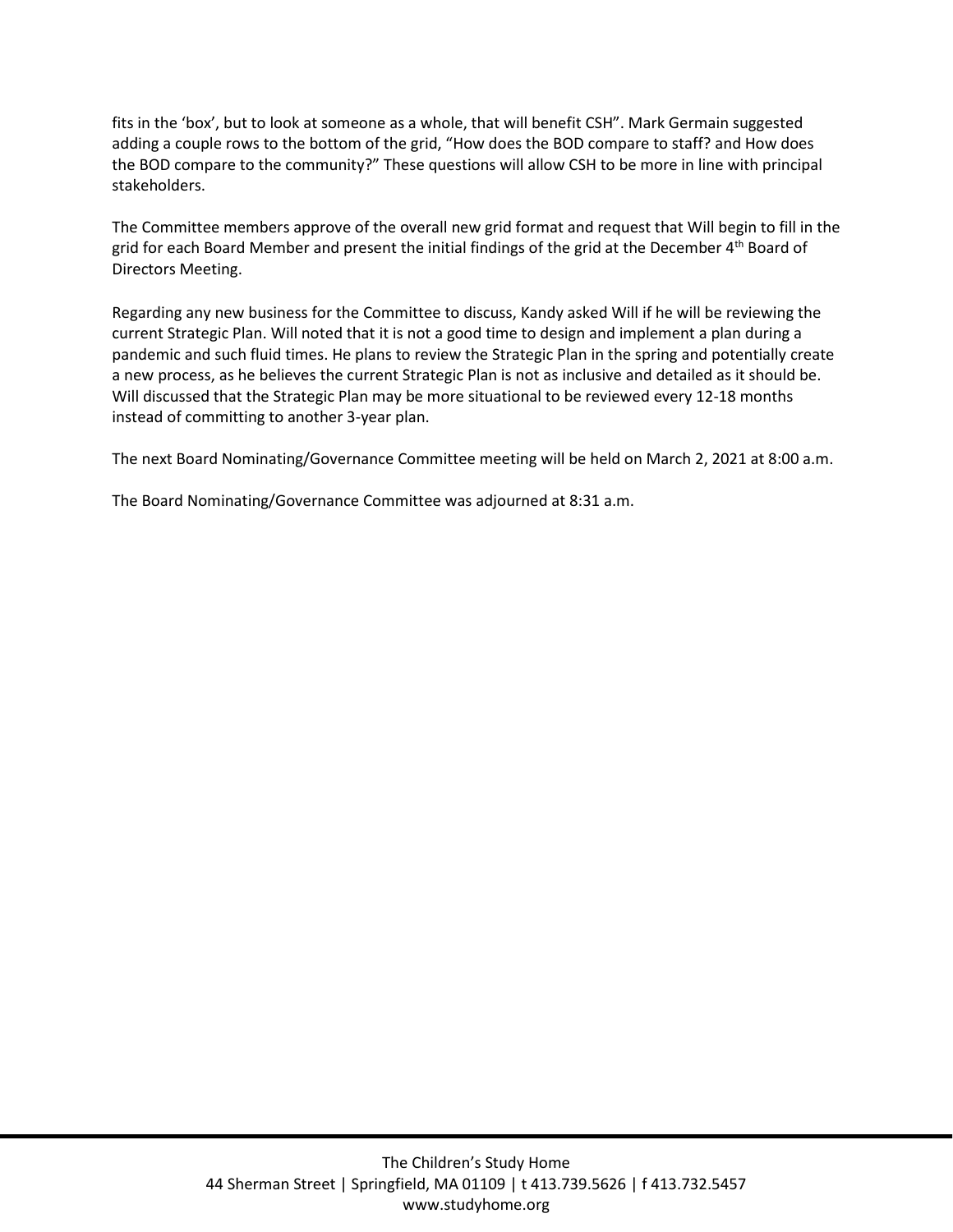fits in the 'box', but to look at someone as a whole, that will benefit CSH". Mark Germain suggested adding a couple rows to the bottom of the grid, "How does the BOD compare to staff? and How does the BOD compare to the community?" These questions will allow CSH to be more in line with principal stakeholders.

The Committee members approve of the overall new grid format and request that Will begin to fill in the grid for each Board Member and present the initial findings of the grid at the December 4th Board of Directors Meeting.

Regarding any new business for the Committee to discuss, Kandy asked Will if he will be reviewing the current Strategic Plan. Will noted that it is not a good time to design and implement a plan during a pandemic and such fluid times. He plans to review the Strategic Plan in the spring and potentially create a new process, as he believes the current Strategic Plan is not as inclusive and detailed as it should be. Will discussed that the Strategic Plan may be more situational to be reviewed every 12-18 months instead of committing to another 3-year plan.

The next Board Nominating/Governance Committee meeting will be held on March 2, 2021 at 8:00 a.m.

The Board Nominating/Governance Committee was adjourned at 8:31 a.m.